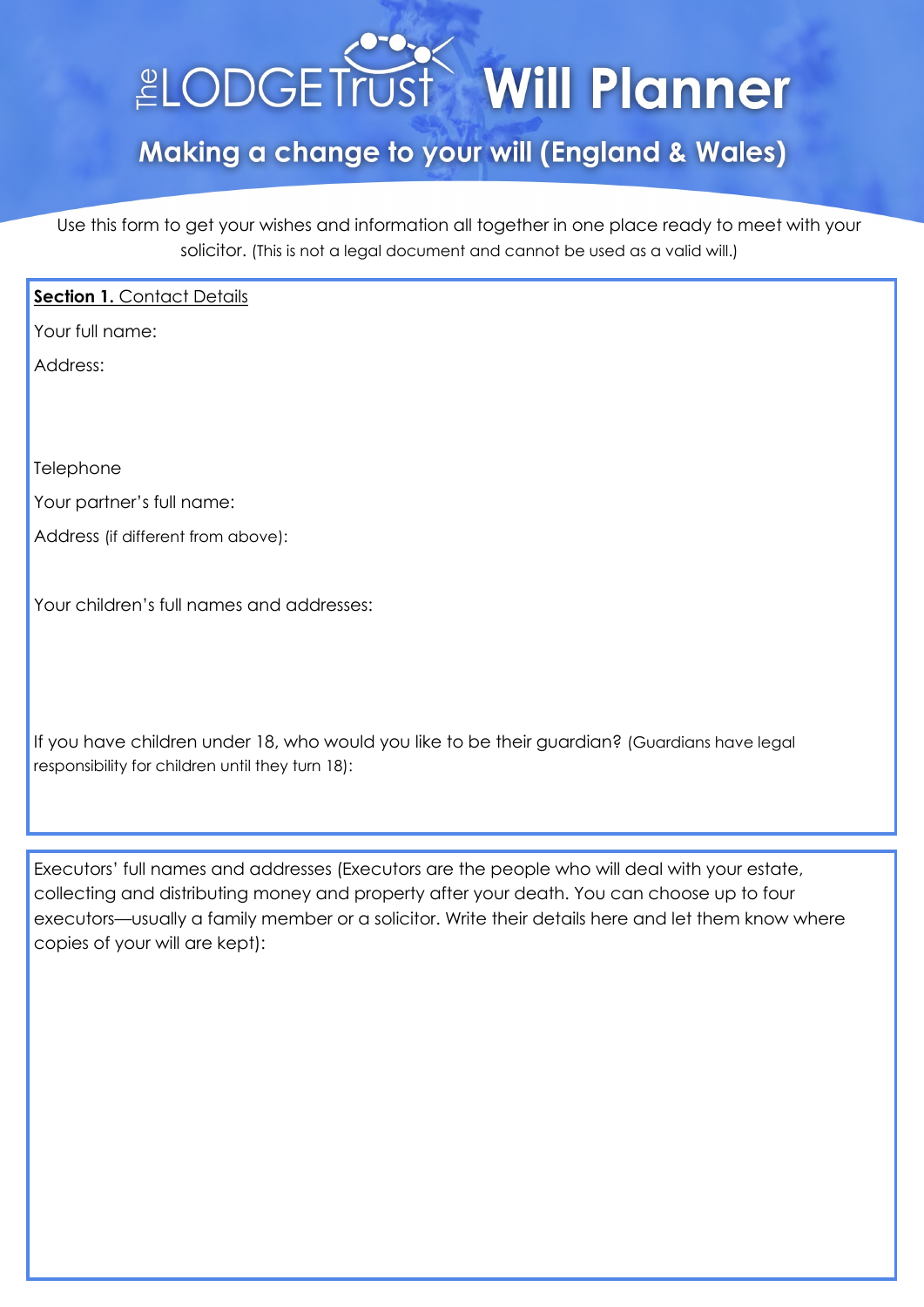# The LODGE Trust Will Planner

## Making a change to your will (England & Wales)

Use this form to get your wishes and information all together in one place ready to meet with your solicitor. (This is not a legal document and cannot be used as a valid will.)

**Section 1.** Contact Details

Your full name:

Address:

Telephone

Your partner's full name:

Address (if different from above):

Your children's full names and addresses:

If you have children under 18, who would you like to be their guardian? (Guardians have legal responsibility for children until they turn 18):

Executors' full names and addresses (Executors are the people who will deal with your estate, collecting and distributing money and property after your death. You can choose up to four executors—usually a family member or a solicitor. Write their details here and let them know where copies of your will are kept):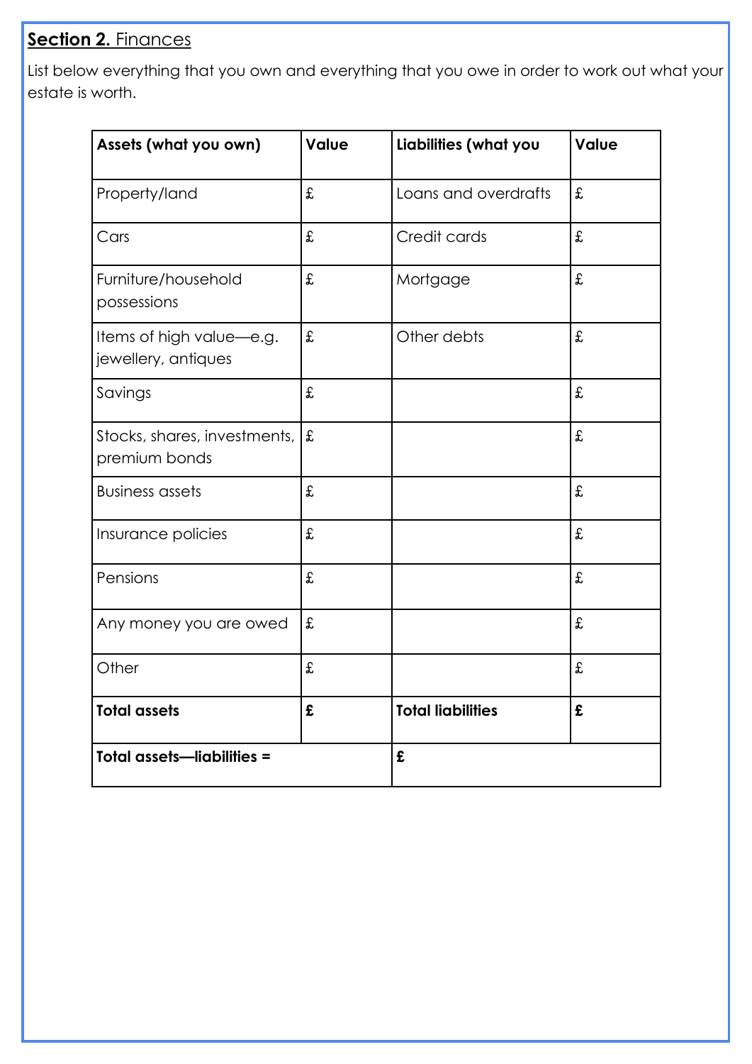**Section 2.** Finances

List below everything that you own and everything that you owe in order to work out what your estate is worth.

| Assets (what you own) | Value | Liabilities (what you | Value |
|---|---|---|---|
| Property/land | £ | Loans and overdrafts | £ |
| Cars | £ | Credit cards | £ |
| Furniture/household possessions | £ | Mortgage | £ |
| Items of high value—e.g. jewellery, antiques | £ | Other debts | £ |
| Savings | £ | | £ |
| Stocks, shares, investments, premium bonds | £ | | £ |
| Business assets | £ | | £ |
| Insurance policies | £ | | £ |
| Pensions | £ | | £ |
| Any money you are owed | £ | | £ |
| Other | £ | | £ |
| **Total assets** | **£** | **Total liabilities** | **£** |
| **Total assets—liabilities =** | | **£** | |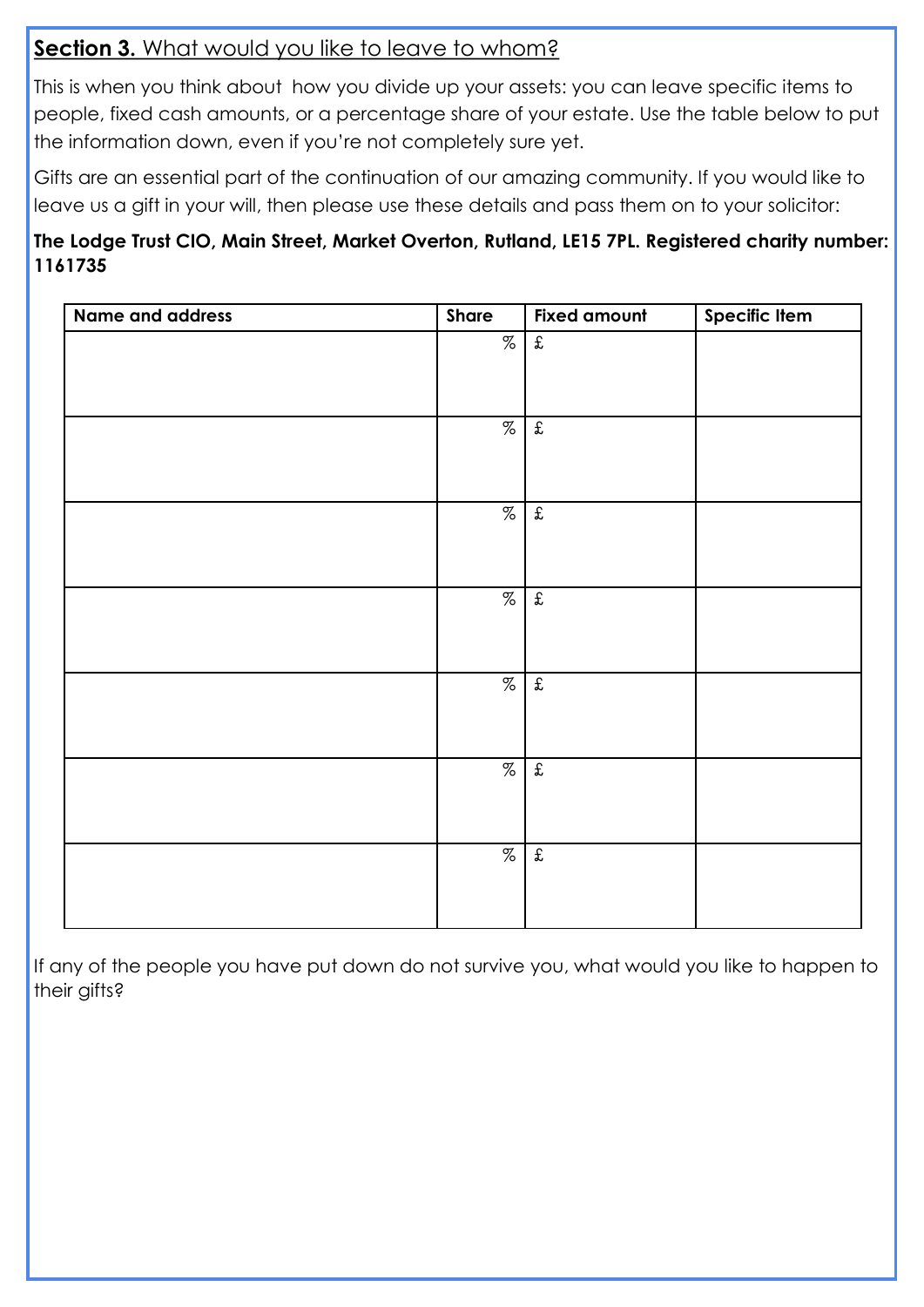## **Section 3.** What would you like to leave to whom?

This is when you think about how you divide up your assets: you can leave specific items to people, fixed cash amounts, or a percentage share of your estate. Use the table below to put the information down, even if you're not completely sure yet.

Gifts are an essential part of the continuation of our amazing community. If you would like to leave us a gift in your will, then please use these details and pass them on to your solicitor:

**The Lodge Trust CIO, Main Street, Market Overton, Rutland, LE15 7PL. Registered charity number: 1161735**

| Name and address | Share | Fixed amount | Specific Item |
|---|---|---|---|
| | % | £ | |
| | % | £ | |
| | % | £ | |
| | % | £ | |
| | % | £ | |
| | % | £ | |
| | % | £ | |

If any of the people you have put down do not survive you, what would you like to happen to their gifts?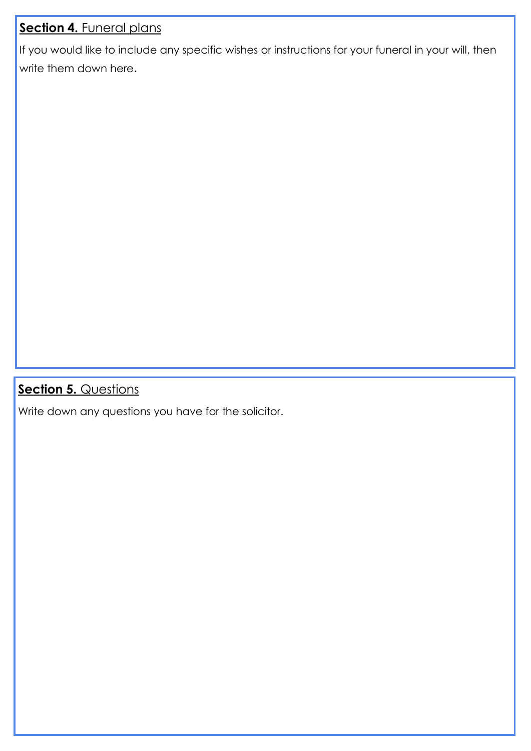## **Section 4.** Funeral plans

If you would like to include any specific wishes or instructions for your funeral in your will, then write them down here.

## **Section 5.** Questions

Write down any questions you have for the solicitor.